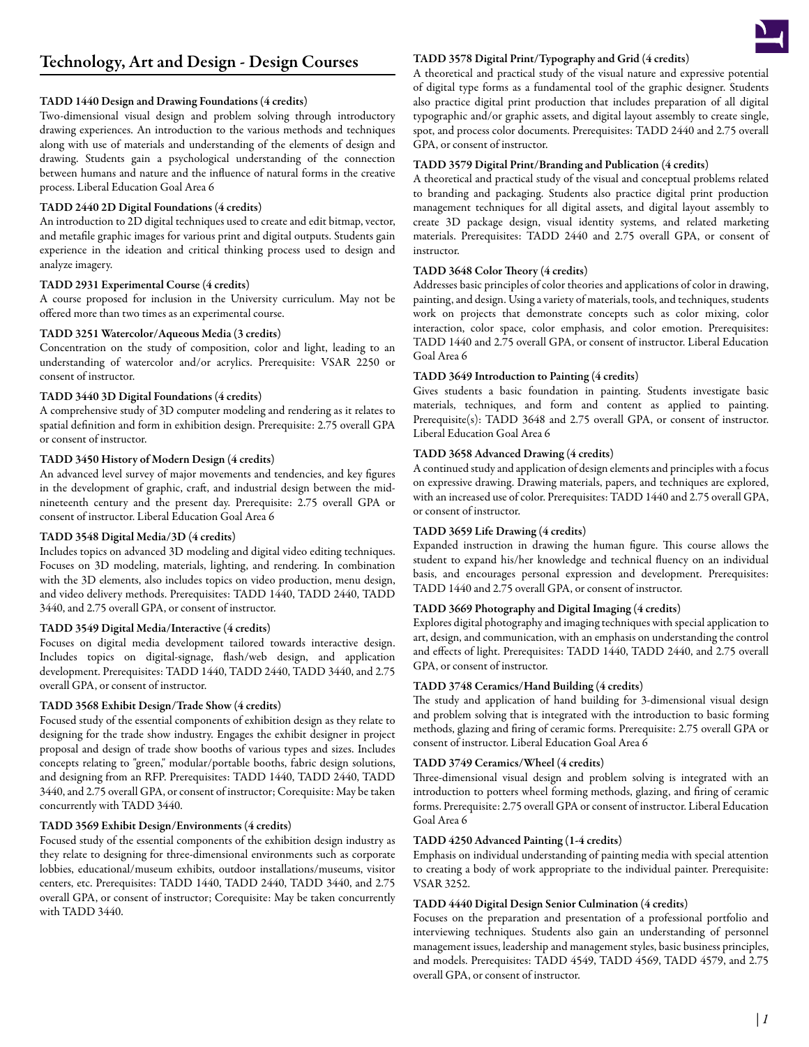## Technology, Art and Design - Design Courses

**TADD 1440 Design and Drawing Foundations (4 credits)**
Two-dimensional visual design and problem solving through introductory drawing experiences. An introduction to the various methods and techniques along with use of materials and understanding of the elements of design and drawing. Students gain a psychological understanding of the connection between humans and nature and the influence of natural forms in the creative process. Liberal Education Goal Area 6

**TADD 2440 2D Digital Foundations (4 credits)**
An introduction to 2D digital techniques used to create and edit bitmap, vector, and metafile graphic images for various print and digital outputs. Students gain experience in the ideation and critical thinking process used to design and analyze imagery.

**TADD 2931 Experimental Course (4 credits)**
A course proposed for inclusion in the University curriculum. May not be offered more than two times as an experimental course.

**TADD 3251 Watercolor/Aqueous Media (3 credits)**
Concentration on the study of composition, color and light, leading to an understanding of watercolor and/or acrylics. Prerequisite: VSAR 2250 or consent of instructor.

**TADD 3440 3D Digital Foundations (4 credits)**
A comprehensive study of 3D computer modeling and rendering as it relates to spatial definition and form in exhibition design. Prerequisite: 2.75 overall GPA or consent of instructor.

**TADD 3450 History of Modern Design (4 credits)**
An advanced level survey of major movements and tendencies, and key figures in the development of graphic, craft, and industrial design between the mid-nineteenth century and the present day. Prerequisite: 2.75 overall GPA or consent of instructor. Liberal Education Goal Area 6

**TADD 3548 Digital Media/3D (4 credits)**
Includes topics on advanced 3D modeling and digital video editing techniques. Focuses on 3D modeling, materials, lighting, and rendering. In combination with the 3D elements, also includes topics on video production, menu design, and video delivery methods. Prerequisites: TADD 1440, TADD 2440, TADD 3440, and 2.75 overall GPA, or consent of instructor.

**TADD 3549 Digital Media/Interactive (4 credits)**
Focuses on digital media development tailored towards interactive design. Includes topics on digital-signage, flash/web design, and application development. Prerequisites: TADD 1440, TADD 2440, TADD 3440, and 2.75 overall GPA, or consent of instructor.

**TADD 3568 Exhibit Design/Trade Show (4 credits)**
Focused study of the essential components of exhibition design as they relate to designing for the trade show industry. Engages the exhibit designer in project proposal and design of trade show booths of various types and sizes. Includes concepts relating to "green," modular/portable booths, fabric design solutions, and designing from an RFP. Prerequisites: TADD 1440, TADD 2440, TADD 3440, and 2.75 overall GPA, or consent of instructor; Corequisite: May be taken concurrently with TADD 3440.

**TADD 3569 Exhibit Design/Environments (4 credits)**
Focused study of the essential components of the exhibition design industry as they relate to designing for three-dimensional environments such as corporate lobbies, educational/museum exhibits, outdoor installations/museums, visitor centers, etc. Prerequisites: TADD 1440, TADD 2440, TADD 3440, and 2.75 overall GPA, or consent of instructor; Corequisite: May be taken concurrently with TADD 3440.

**TADD 3578 Digital Print/Typography and Grid (4 credits)**
A theoretical and practical study of the visual nature and expressive potential of digital type forms as a fundamental tool of the graphic designer. Students also practice digital print production that includes preparation of all digital typographic and/or graphic assets, and digital layout assembly to create single, spot, and process color documents. Prerequisites: TADD 2440 and 2.75 overall GPA, or consent of instructor.

**TADD 3579 Digital Print/Branding and Publication (4 credits)**
A theoretical and practical study of the visual and conceptual problems related to branding and packaging. Students also practice digital print production management techniques for all digital assets, and digital layout assembly to create 3D package design, visual identity systems, and related marketing materials. Prerequisites: TADD 2440 and 2.75 overall GPA, or consent of instructor.

**TADD 3648 Color Theory (4 credits)**
Addresses basic principles of color theories and applications of color in drawing, painting, and design. Using a variety of materials, tools, and techniques, students work on projects that demonstrate concepts such as color mixing, color interaction, color space, color emphasis, and color emotion. Prerequisites: TADD 1440 and 2.75 overall GPA, or consent of instructor. Liberal Education Goal Area 6

**TADD 3649 Introduction to Painting (4 credits)**
Gives students a basic foundation in painting. Students investigate basic materials, techniques, and form and content as applied to painting. Prerequisite(s): TADD 3648 and 2.75 overall GPA, or consent of instructor. Liberal Education Goal Area 6

**TADD 3658 Advanced Drawing (4 credits)**
A continued study and application of design elements and principles with a focus on expressive drawing. Drawing materials, papers, and techniques are explored, with an increased use of color. Prerequisites: TADD 1440 and 2.75 overall GPA, or consent of instructor.

**TADD 3659 Life Drawing (4 credits)**
Expanded instruction in drawing the human figure. This course allows the student to expand his/her knowledge and technical fluency on an individual basis, and encourages personal expression and development. Prerequisites: TADD 1440 and 2.75 overall GPA, or consent of instructor.

**TADD 3669 Photography and Digital Imaging (4 credits)**
Explores digital photography and imaging techniques with special application to art, design, and communication, with an emphasis on understanding the control and effects of light. Prerequisites: TADD 1440, TADD 2440, and 2.75 overall GPA, or consent of instructor.

**TADD 3748 Ceramics/Hand Building (4 credits)**
The study and application of hand building for 3-dimensional visual design and problem solving that is integrated with the introduction to basic forming methods, glazing and firing of ceramic forms. Prerequisite: 2.75 overall GPA or consent of instructor. Liberal Education Goal Area 6

**TADD 3749 Ceramics/Wheel (4 credits)**
Three-dimensional visual design and problem solving is integrated with an introduction to potters wheel forming methods, glazing, and firing of ceramic forms. Prerequisite: 2.75 overall GPA or consent of instructor. Liberal Education Goal Area 6

**TADD 4250 Advanced Painting (1-4 credits)**
Emphasis on individual understanding of painting media with special attention to creating a body of work appropriate to the individual painter. Prerequisite: VSAR 3252.

**TADD 4440 Digital Design Senior Culmination (4 credits)**
Focuses on the preparation and presentation of a professional portfolio and interviewing techniques. Students also gain an understanding of personnel management issues, leadership and management styles, basic business principles, and models. Prerequisites: TADD 4549, TADD 4569, TADD 4579, and 2.75 overall GPA, or consent of instructor.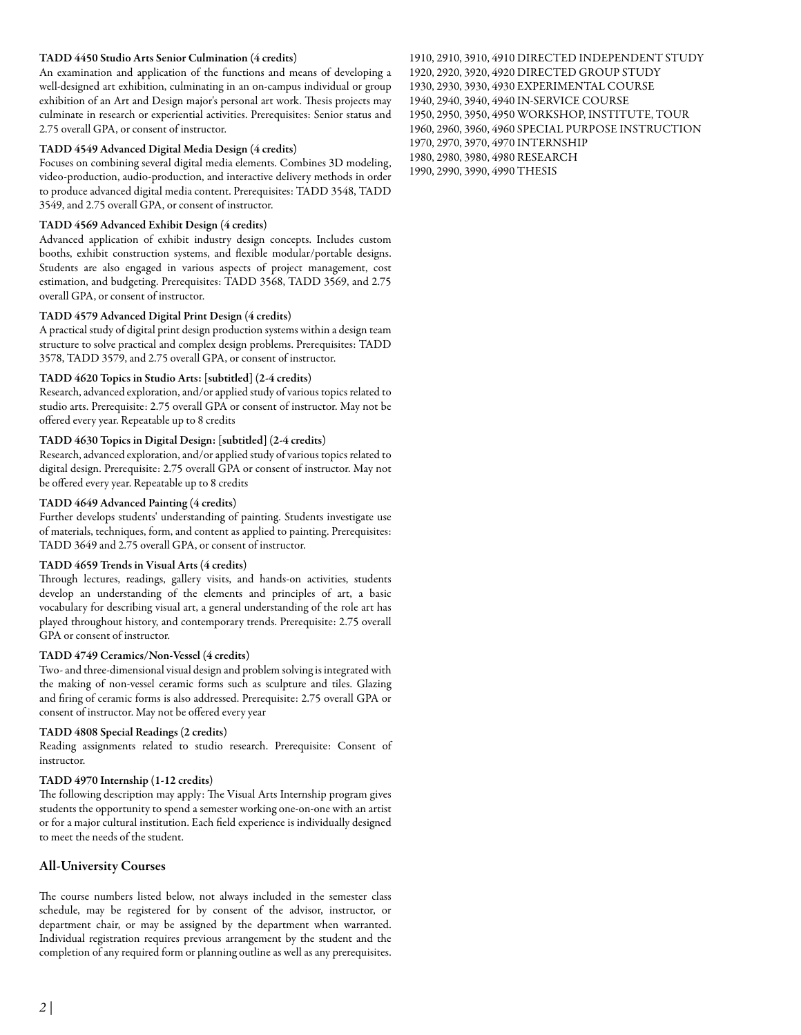**TADD 4450 Studio Arts Senior Culmination (4 credits)**
An examination and application of the functions and means of developing a well-designed art exhibition, culminating in an on-campus individual or group exhibition of an Art and Design major's personal art work. Thesis projects may culminate in research or experiential activities. Prerequisites: Senior status and 2.75 overall GPA, or consent of instructor.

**TADD 4549 Advanced Digital Media Design (4 credits)**
Focuses on combining several digital media elements. Combines 3D modeling, video-production, audio-production, and interactive delivery methods in order to produce advanced digital media content. Prerequisites: TADD 3548, TADD 3549, and 2.75 overall GPA, or consent of instructor.

**TADD 4569 Advanced Exhibit Design (4 credits)**
Advanced application of exhibit industry design concepts. Includes custom booths, exhibit construction systems, and flexible modular/portable designs. Students are also engaged in various aspects of project management, cost estimation, and budgeting. Prerequisites: TADD 3568, TADD 3569, and 2.75 overall GPA, or consent of instructor.

**TADD 4579 Advanced Digital Print Design (4 credits)**
A practical study of digital print design production systems within a design team structure to solve practical and complex design problems. Prerequisites: TADD 3578, TADD 3579, and 2.75 overall GPA, or consent of instructor.

**TADD 4620 Topics in Studio Arts: [subtitled] (2-4 credits)**
Research, advanced exploration, and/or applied study of various topics related to studio arts. Prerequisite: 2.75 overall GPA or consent of instructor. May not be offered every year. Repeatable up to 8 credits

**TADD 4630 Topics in Digital Design: [subtitled] (2-4 credits)**
Research, advanced exploration, and/or applied study of various topics related to digital design. Prerequisite: 2.75 overall GPA or consent of instructor. May not be offered every year. Repeatable up to 8 credits

**TADD 4649 Advanced Painting (4 credits)**
Further develops students' understanding of painting. Students investigate use of materials, techniques, form, and content as applied to painting. Prerequisites: TADD 3649 and 2.75 overall GPA, or consent of instructor.

**TADD 4659 Trends in Visual Arts (4 credits)**
Through lectures, readings, gallery visits, and hands-on activities, students develop an understanding of the elements and principles of art, a basic vocabulary for describing visual art, a general understanding of the role art has played throughout history, and contemporary trends. Prerequisite: 2.75 overall GPA or consent of instructor.

**TADD 4749 Ceramics/Non-Vessel (4 credits)**
Two- and three-dimensional visual design and problem solving is integrated with the making of non-vessel ceramic forms such as sculpture and tiles. Glazing and firing of ceramic forms is also addressed. Prerequisite: 2.75 overall GPA or consent of instructor. May not be offered every year

**TADD 4808 Special Readings (2 credits)**
Reading assignments related to studio research. Prerequisite: Consent of instructor.

**TADD 4970 Internship (1-12 credits)**
The following description may apply: The Visual Arts Internship program gives students the opportunity to spend a semester working one-on-one with an artist or for a major cultural institution. Each field experience is individually designed to meet the needs of the student.

## All-University Courses

The course numbers listed below, not always included in the semester class schedule, may be registered for by consent of the advisor, instructor, or department chair, or may be assigned by the department when warranted. Individual registration requires previous arrangement by the student and the completion of any required form or planning outline as well as any prerequisites.

1910, 2910, 3910, 4910 DIRECTED INDEPENDENT STUDY
1920, 2920, 3920, 4920 DIRECTED GROUP STUDY
1930, 2930, 3930, 4930 EXPERIMENTAL COURSE
1940, 2940, 3940, 4940 IN-SERVICE COURSE
1950, 2950, 3950, 4950 WORKSHOP, INSTITUTE, TOUR
1960, 2960, 3960, 4960 SPECIAL PURPOSE INSTRUCTION
1970, 2970, 3970, 4970 INTERNSHIP
1980, 2980, 3980, 4980 RESEARCH
1990, 2990, 3990, 4990 THESIS